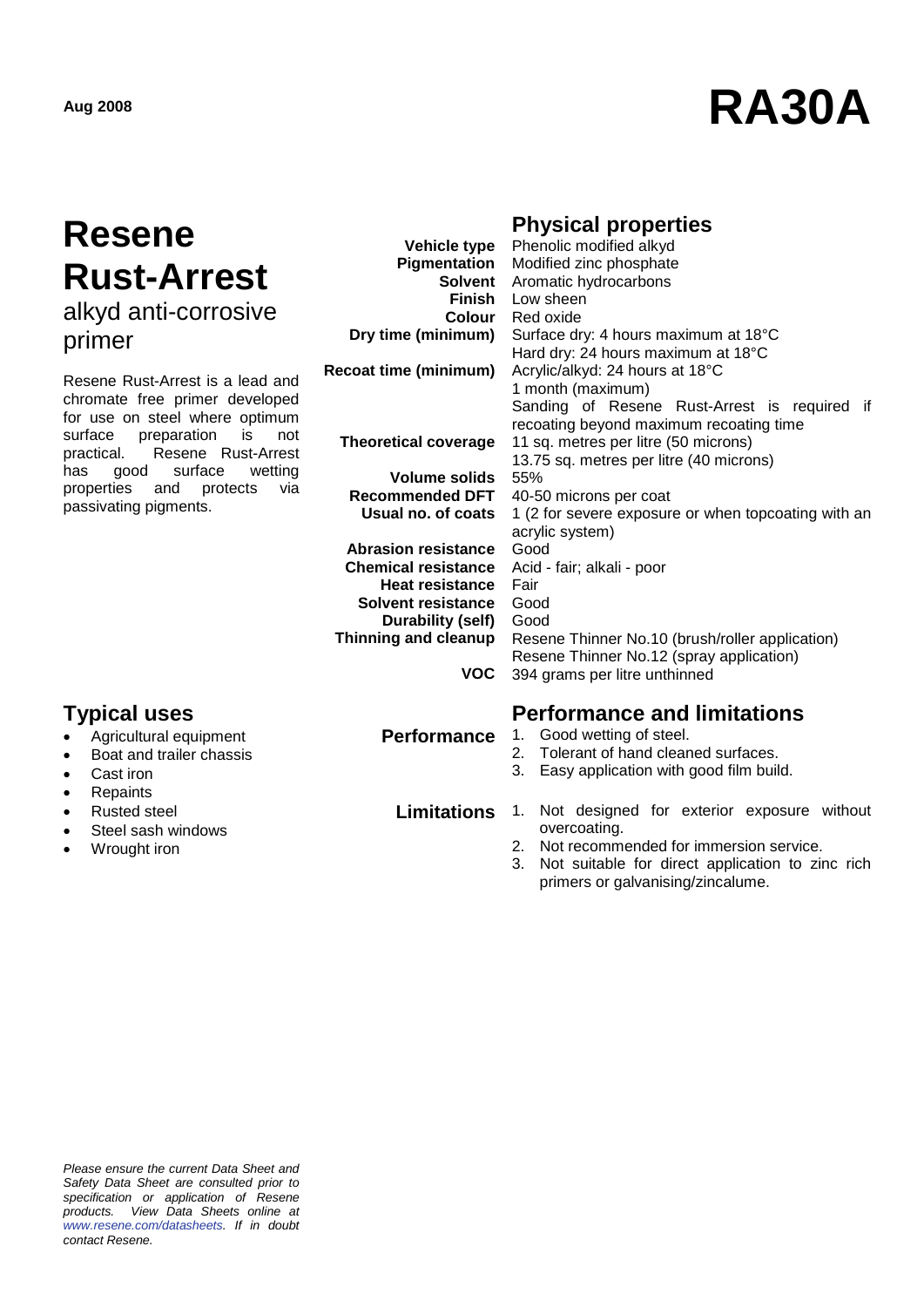Aug 2008

# RA30A

# Resene Rust-Arrest

## alkyd anti-corrosive primer

Resene Rust-Arrest is a lead and chromate free primer developed for use on steel where optimum surface preparation is not practical. Resene Rust-Arrest has good surface wetting properties and protects via passivating pigments.

## Physical properties

| | |
|---|---|
| **Vehicle type** | Phenolic modified alkyd |
| **Pigmentation** | Modified zinc phosphate |
| **Solvent** | Aromatic hydrocarbons |
| **Finish** | Low sheen |
| **Colour** | Red oxide |
| **Dry time (minimum)** | Surface dry: 4 hours maximum at 18°C<br>Hard dry: 24 hours maximum at 18°C |
| **Recoat time (minimum)** | Acrylic/alkyd: 24 hours at 18°C<br>1 month (maximum)<br>Sanding of Resene Rust-Arrest is required if recoating beyond maximum recoating time |
| **Theoretical coverage** | 11 sq. metres per litre (50 microns)<br>13.75 sq. metres per litre (40 microns) |
| **Volume solids** | 55% |
| **Recommended DFT** | 40-50 microns per coat |
| **Usual no. of coats** | 1 (2 for severe exposure or when topcoating with an acrylic system) |
| **Abrasion resistance** | Good |
| **Chemical resistance** | Acid - fair; alkali - poor |
| **Heat resistance** | Fair |
| **Solvent resistance** | Good |
| **Durability (self)** | Good |
| **Thinning and cleanup** | Resene Thinner No.10 (brush/roller application)<br>Resene Thinner No.12 (spray application) |
| **VOC** | 394 grams per litre unthinned |

## Typical uses

- Agricultural equipment
- Boat and trailer chassis
- Cast iron
- Repaints
- Rusted steel
- Steel sash windows
- Wrought iron

## Performance and limitations

### Performance

1. Good wetting of steel.
2. Tolerant of hand cleaned surfaces.
3. Easy application with good film build.

### Limitations

1. Not designed for exterior exposure without overcoating.
2. Not recommended for immersion service.
3. Not suitable for direct application to zinc rich primers or galvanising/zincalume.

*Please ensure the current Data Sheet and Safety Data Sheet are consulted prior to specification or application of Resene products. View Data Sheets online at www.resene.com/datasheets. If in doubt contact Resene.*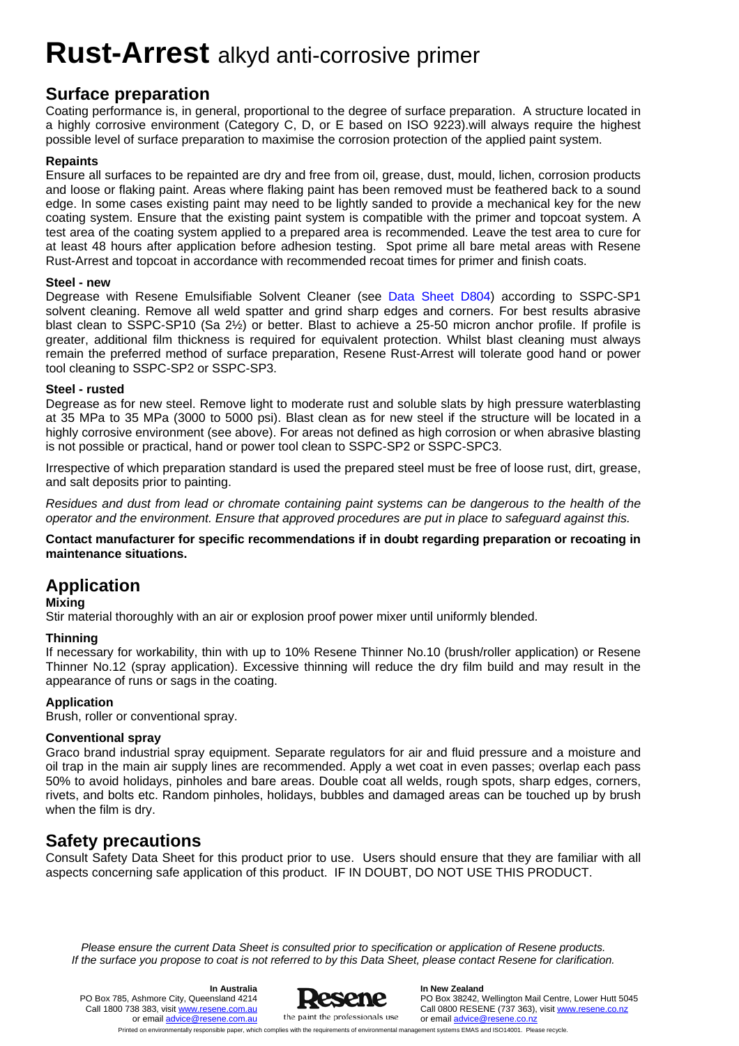# **Rust-Arrest** alkyd anti-corrosive primer

## Surface preparation

Coating performance is, in general, proportional to the degree of surface preparation. A structure located in a highly corrosive environment (Category C, D, or E based on ISO 9223).will always require the highest possible level of surface preparation to maximise the corrosion protection of the applied paint system.

### Repaints

Ensure all surfaces to be repainted are dry and free from oil, grease, dust, mould, lichen, corrosion products and loose or flaking paint. Areas where flaking paint has been removed must be feathered back to a sound edge. In some cases existing paint may need to be lightly sanded to provide a mechanical key for the new coating system. Ensure that the existing paint system is compatible with the primer and topcoat system. A test area of the coating system applied to a prepared area is recommended. Leave the test area to cure for at least 48 hours after application before adhesion testing. Spot prime all bare metal areas with Resene Rust-Arrest and topcoat in accordance with recommended recoat times for primer and finish coats.

### Steel - new

Degrease with Resene Emulsifiable Solvent Cleaner (see Data Sheet D804) according to SSPC-SP1 solvent cleaning. Remove all weld spatter and grind sharp edges and corners. For best results abrasive blast clean to SSPC-SP10 (Sa 2½) or better. Blast to achieve a 25-50 micron anchor profile. If profile is greater, additional film thickness is required for equivalent protection. Whilst blast cleaning must always remain the preferred method of surface preparation, Resene Rust-Arrest will tolerate good hand or power tool cleaning to SSPC-SP2 or SSPC-SP3.

### Steel - rusted

Degrease as for new steel. Remove light to moderate rust and soluble slats by high pressure waterblasting at 35 MPa to 35 MPa (3000 to 5000 psi). Blast clean as for new steel if the structure will be located in a highly corrosive environment (see above). For areas not defined as high corrosion or when abrasive blasting is not possible or practical, hand or power tool clean to SSPC-SP2 or SSPC-SPC3.

Irrespective of which preparation standard is used the prepared steel must be free of loose rust, dirt, grease, and salt deposits prior to painting.

*Residues and dust from lead or chromate containing paint systems can be dangerous to the health of the operator and the environment. Ensure that approved procedures are put in place to safeguard against this.*

**Contact manufacturer for specific recommendations if in doubt regarding preparation or recoating in maintenance situations.**

## Application

### Mixing

Stir material thoroughly with an air or explosion proof power mixer until uniformly blended.

### Thinning

If necessary for workability, thin with up to 10% Resene Thinner No.10 (brush/roller application) or Resene Thinner No.12 (spray application). Excessive thinning will reduce the dry film build and may result in the appearance of runs or sags in the coating.

### Application

Brush, roller or conventional spray.

### Conventional spray

Graco brand industrial spray equipment. Separate regulators for air and fluid pressure and a moisture and oil trap in the main air supply lines are recommended. Apply a wet coat in even passes; overlap each pass 50% to avoid holidays, pinholes and bare areas. Double coat all welds, rough spots, sharp edges, corners, rivets, and bolts etc. Random pinholes, holidays, bubbles and damaged areas can be touched up by brush when the film is dry.

## Safety precautions

Consult Safety Data Sheet for this product prior to use. Users should ensure that they are familiar with all aspects concerning safe application of this product. IF IN DOUBT, DO NOT USE THIS PRODUCT.

*Please ensure the current Data Sheet is consulted prior to specification or application of Resene products. If the surface you propose to coat is not referred to by this Data Sheet, please contact Resene for clarification.*

**In Australia**
PO Box 785, Ashmore City, Queensland 4214
Call 1800 738 383, visit www.resene.com.au
or email advice@resene.com.au

Resene
the paint the professionals use

**In New Zealand**
PO Box 38242, Wellington Mail Centre, Lower Hutt 5045
Call 0800 RESENE (737 363), visit www.resene.co.nz
or email advice@resene.co.nz

Printed on environmentally responsible paper, which complies with the requirements of environmental management systems EMAS and ISO14001. Please recycle.